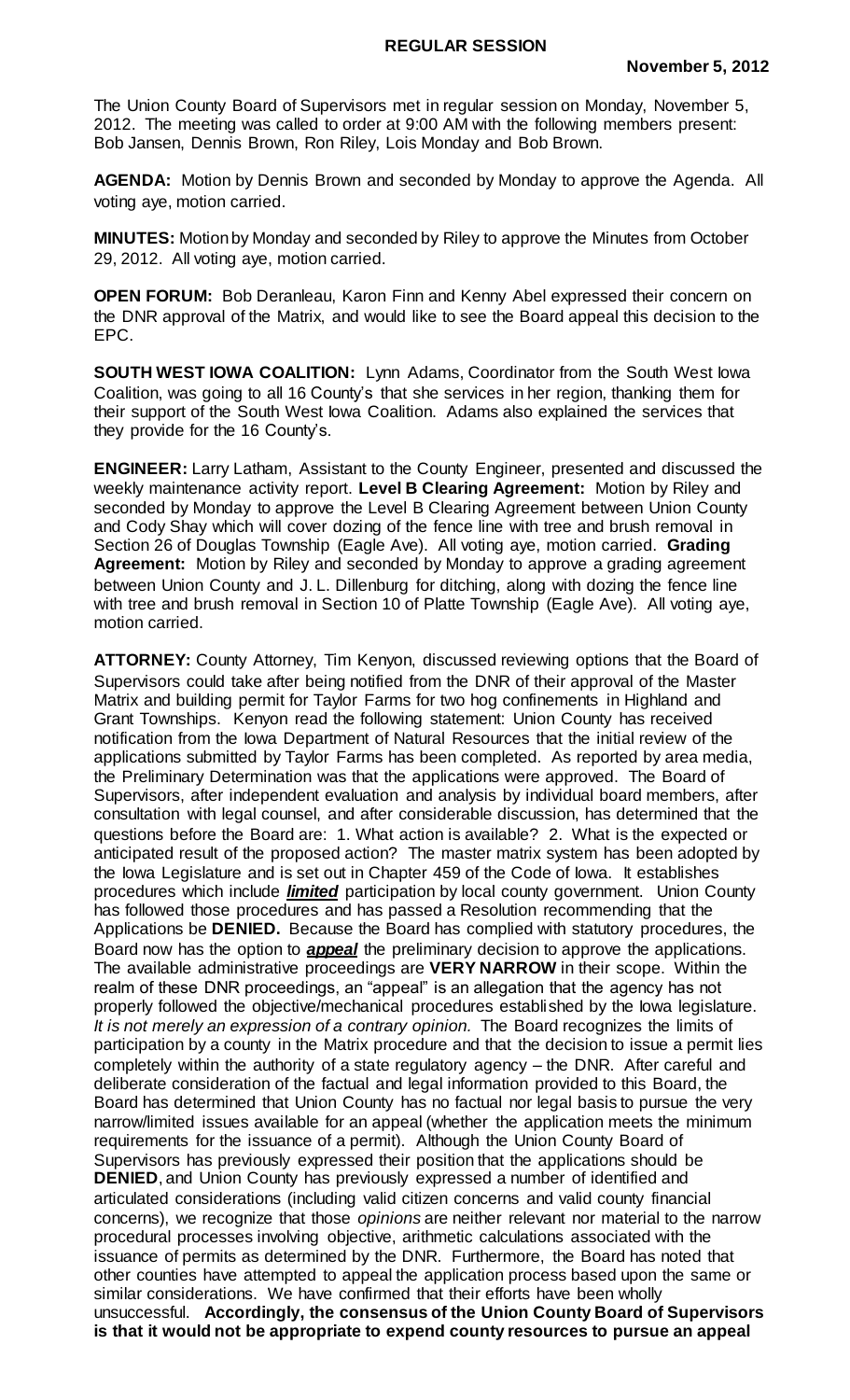**REGULAR SESSION**

**November 5, 2012**

The Union County Board of Supervisors met in regular session on Monday, November 5, 2012. The meeting was called to order at 9:00 AM with the following members present: Bob Jansen, Dennis Brown, Ron Riley, Lois Monday and Bob Brown.

**AGENDA:** Motion by Dennis Brown and seconded by Monday to approve the Agenda. All voting aye, motion carried.

**MINUTES:** Motion by Monday and seconded by Riley to approve the Minutes from October 29, 2012. All voting aye, motion carried.

**OPEN FORUM:** Bob Deranleau, Karon Finn and Kenny Abel expressed their concern on the DNR approval of the Matrix, and would like to see the Board appeal this decision to the EPC.

**SOUTH WEST IOWA COALITION:** Lynn Adams, Coordinator from the South West Iowa Coalition, was going to all 16 County's that she services in her region, thanking them for their support of the South West Iowa Coalition. Adams also explained the services that they provide for the 16 County's.

**ENGINEER:** Larry Latham, Assistant to the County Engineer, presented and discussed the weekly maintenance activity report. **Level B Clearing Agreement:** Motion by Riley and seconded by Monday to approve the Level B Clearing Agreement between Union County and Cody Shay which will cover dozing of the fence line with tree and brush removal in Section 26 of Douglas Township (Eagle Ave). All voting aye, motion carried. **Grading Agreement:** Motion by Riley and seconded by Monday to approve a grading agreement between Union County and J. L. Dillenburg for ditching, along with dozing the fence line with tree and brush removal in Section 10 of Platte Township (Eagle Ave). All voting aye, motion carried.

**ATTORNEY:** County Attorney, Tim Kenyon, discussed reviewing options that the Board of Supervisors could take after being notified from the DNR of their approval of the Master Matrix and building permit for Taylor Farms for two hog confinements in Highland and Grant Townships. Kenyon read the following statement: Union County has received notification from the Iowa Department of Natural Resources that the initial review of the applications submitted by Taylor Farms has been completed. As reported by area media, the Preliminary Determination was that the applications were approved. The Board of Supervisors, after independent evaluation and analysis by individual board members, after consultation with legal counsel, and after considerable discussion, has determined that the questions before the Board are: 1. What action is available? 2. What is the expected or anticipated result of the proposed action? The master matrix system has been adopted by the Iowa Legislature and is set out in Chapter 459 of the Code of Iowa. It establishes procedures which include ***limited*** participation by local county government. Union County has followed those procedures and has passed a Resolution recommending that the Applications be **DENIED.** Because the Board has complied with statutory procedures, the Board now has the option to ***appeal*** the preliminary decision to approve the applications. The available administrative proceedings are **VERY NARROW** in their scope. Within the realm of these DNR proceedings, an "appeal" is an allegation that the agency has not properly followed the objective/mechanical procedures established by the Iowa legislature. *It is not merely an expression of a contrary opinion.* The Board recognizes the limits of participation by a county in the Matrix procedure and that the decision to issue a permit lies completely within the authority of a state regulatory agency – the DNR. After careful and deliberate consideration of the factual and legal information provided to this Board, the Board has determined that Union County has no factual nor legal basis to pursue the very narrow/limited issues available for an appeal (whether the application meets the minimum requirements for the issuance of a permit). Although the Union County Board of Supervisors has previously expressed their position that the applications should be **DENIED**, and Union County has previously expressed a number of identified and articulated considerations (including valid citizen concerns and valid county financial concerns), we recognize that those *opinions* are neither relevant nor material to the narrow procedural processes involving objective, arithmetic calculations associated with the issuance of permits as determined by the DNR. Furthermore, the Board has noted that other counties have attempted to appeal the application process based upon the same or similar considerations. We have confirmed that their efforts have been wholly unsuccessful. **Accordingly, the consensus of the Union County Board of Supervisors is that it would not be appropriate to expend county resources to pursue an appeal**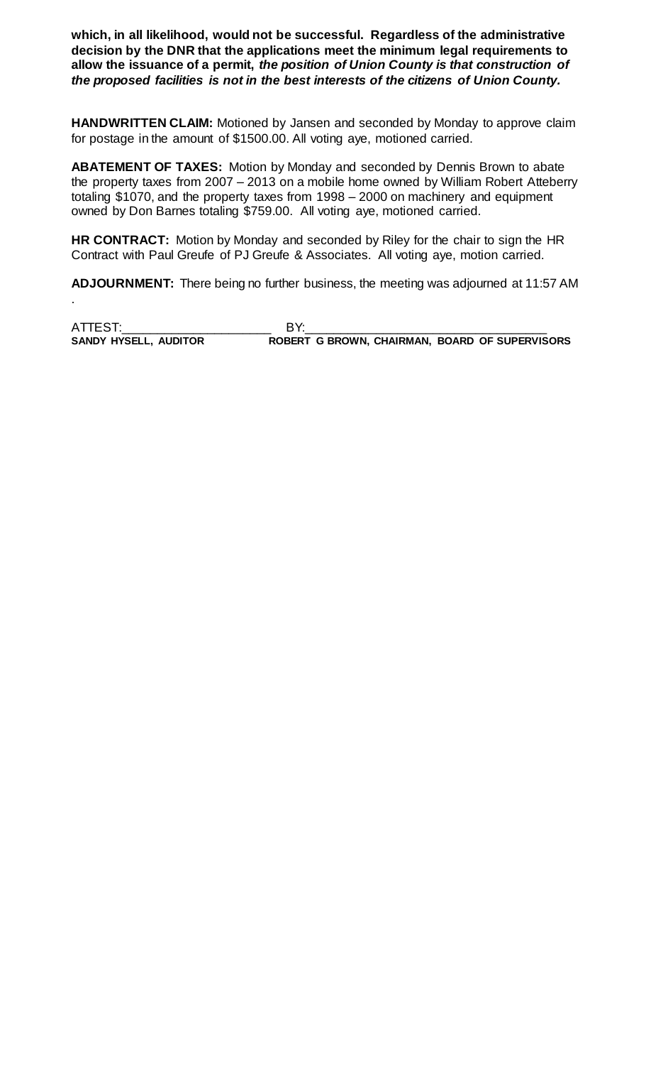**which, in all likelihood, would not be successful. Regardless of the administrative decision by the DNR that the applications meet the minimum legal requirements to allow the issuance of a permit, *the position of Union County is that construction of the proposed facilities is not in the best interests of the citizens of Union County.***

**HANDWRITTEN CLAIM:** Motioned by Jansen and seconded by Monday to approve claim for postage in the amount of $1500.00. All voting aye, motioned carried.

**ABATEMENT OF TAXES:** Motion by Monday and seconded by Dennis Brown to abate the property taxes from 2007 – 2013 on a mobile home owned by William Robert Atteberry totaling $1070, and the property taxes from 1998 – 2000 on machinery and equipment owned by Don Barnes totaling $759.00. All voting aye, motioned carried.

**HR CONTRACT:** Motion by Monday and seconded by Riley for the chair to sign the HR Contract with Paul Greufe of PJ Greufe & Associates. All voting aye, motion carried.

**ADJOURNMENT:** There being no further business, the meeting was adjourned at 11:57 AM .

ATTEST:______________________ BY:____________________________________

**SANDY HYSELL, AUDITOR** **ROBERT G BROWN, CHAIRMAN, BOARD OF SUPERVISORS**